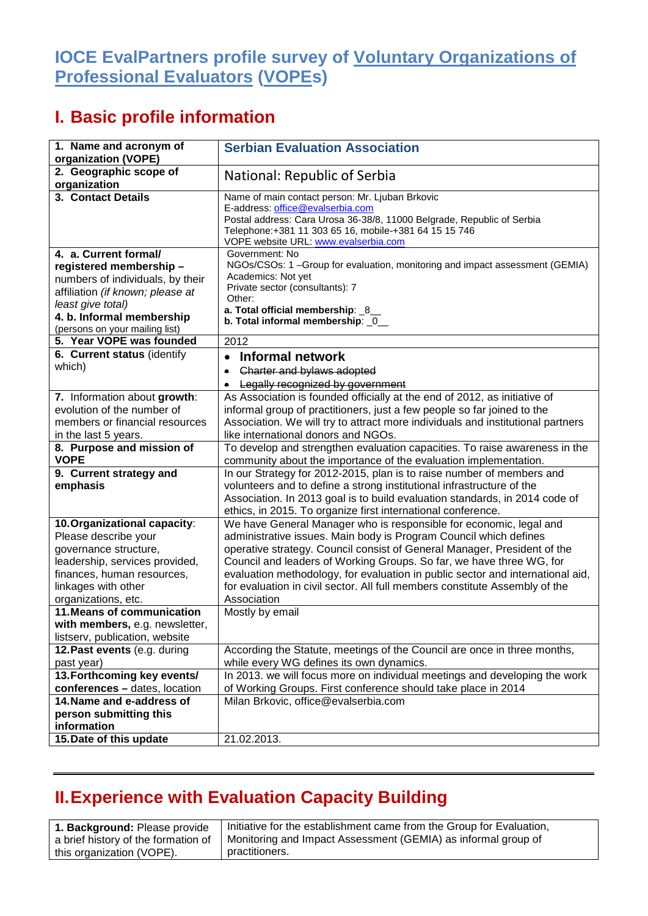# IOCE EvalPartners profile survey of Voluntary Organizations of Professional Evaluators (VOPEs)

## I. Basic profile information

| | |
|---|---|
| **1. Name and acronym of organization (VOPE)** | **Serbian Evaluation Association** |
| **2. Geographic scope of organization** | National: Republic of Serbia |
| **3. Contact Details** | Name of main contact person: Mr. Ljuban Brkovic<br>E-address: office@evalserbia.com<br>Postal address: Cara Urosa 36-38/8, 11000 Belgrade, Republic of Serbia<br>Telephone:+381 11 303 65 16, mobile-+381 64 15 15 746<br>VOPE website URL: www.evalserbia.com |
| **4. a. Current formal/ registered membership –** numbers of individuals, by their affiliation *(if known; please at least give total)*<br>**4. b. Informal membership** (persons on your mailing list) | Government: No<br>NGOs/CSOs: 1 –Group for evaluation, monitoring and impact assessment (GEMIA)<br>Academics: Not yet<br>Private sector (consultants): 7<br>Other:<br>**a. Total official membership**: _8__<br>**b. Total informal membership**: _0__ |
| **5. Year VOPE was founded** | 2012 |
| **6. Current status** (identify which) | • **Informal network**<br>• ~~Charter and bylaws adopted~~<br>• ~~Legally recognized by government~~ |
| **7.** Information about **growth**: evolution of the number of members or financial resources in the last 5 years. | As Association is founded officially at the end of 2012, as initiative of informal group of practitioners, just a few people so far joined to the Association. We will try to attract more individuals and institutional partners like international donors and NGOs. |
| **8. Purpose and mission of VOPE** | To develop and strengthen evaluation capacities. To raise awareness in the community about the importance of the evaluation implementation. |
| **9. Current strategy and emphasis** | In our Strategy for 2012-2015, plan is to raise number of members and volunteers and to define a strong institutional infrastructure of the Association. In 2013 goal is to build evaluation standards, in 2014 code of ethics, in 2015. To organize first international conference. |
| **10. Organizational capacity**: Please describe your governance structure, leadership, services provided, finances, human resources, linkages with other organizations, etc. | We have General Manager who is responsible for economic, legal and administrative issues. Main body is Program Council which defines operative strategy. Council consist of General Manager, President of the Council and leaders of Working Groups. So far, we have three WG, for evaluation methodology, for evaluation in public sector and international aid, for evaluation in civil sector. All full members constitute Assembly of the Association |
| **11. Means of communication with members,** e.g. newsletter, listserv, publication, website | Mostly by email |
| **12. Past events** (e.g. during past year) | According the Statute, meetings of the Council are once in three months, while every WG defines its own dynamics. |
| **13. Forthcoming key events/ conferences –** dates, location | In 2013. we will focus more on individual meetings and developing the work of Working Groups. First conference should take place in 2014 |
| **14. Name and e-address of person submitting this information** | Milan Brkovic, office@evalserbia.com |
| **15. Date of this update** | 21.02.2013. |

## II. Experience with Evaluation Capacity Building

| | |
|---|---|
| **1. Background:** Please provide a brief history of the formation of this organization (VOPE). | Initiative for the establishment came from the Group for Evaluation, Monitoring and Impact Assessment (GEMIA) as informal group of practitioners. |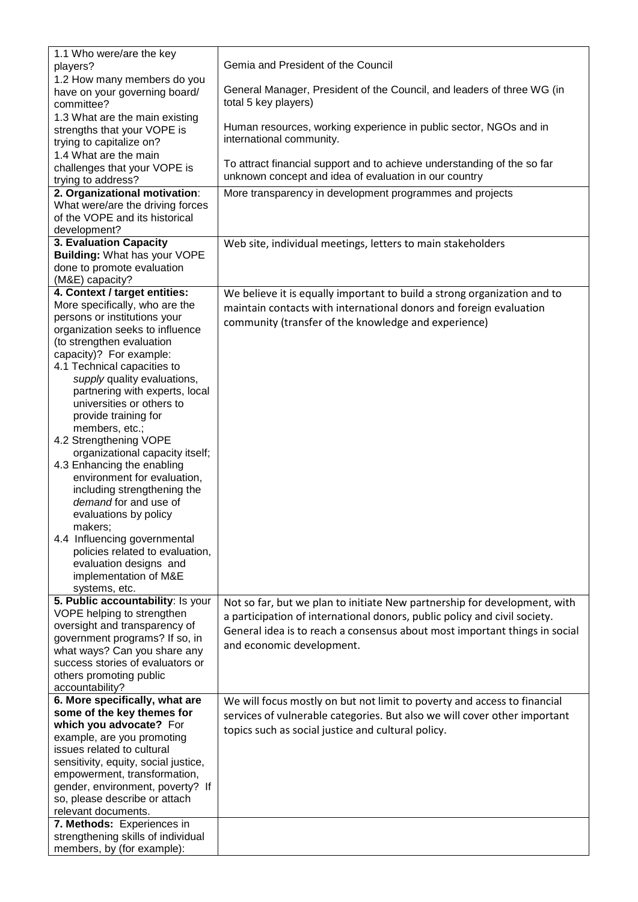| | |
|---|---|
| 1.1 Who were/are the key players?<br>1.2 How many members do you have on your governing board/ committee?<br>1.3 What are the main existing strengths that your VOPE is trying to capitalize on?<br>1.4 What are the main challenges that your VOPE is trying to address? | Gemia and President of the Council<br><br>General Manager, President of the Council, and leaders of three WG (in total 5 key players)<br><br>Human resources, working experience in public sector, NGOs and in international community.<br><br>To attract financial support and to achieve understanding of the so far unknown concept and idea of evaluation in our country |
| **2. Organizational motivation**: What were/are the driving forces of the VOPE and its historical development? | More transparency in development programmes and projects |
| **3. Evaluation Capacity Building:** What has your VOPE done to promote evaluation (M&E) capacity? | Web site, individual meetings, letters to main stakeholders |
| **4. Context / target entities:** More specifically, who are the persons or institutions your organization seeks to influence (to strengthen evaluation capacity)? For example:<br>4.1 Technical capacities to *supply* quality evaluations, partnering with experts, local universities or others to provide training for members, etc.;<br>4.2 Strengthening VOPE organizational capacity itself;<br>4.3 Enhancing the enabling environment for evaluation, including strengthening the *demand* for and use of evaluations by policy makers;<br>4.4 Influencing governmental policies related to evaluation, evaluation designs and implementation of M&E systems, etc. | We believe it is equally important to build a strong organization and to maintain contacts with international donors and foreign evaluation community (transfer of the knowledge and experience) |
| **5. Public accountability**: Is your VOPE helping to strengthen oversight and transparency of government programs? If so, in what ways? Can you share any success stories of evaluators or others promoting public accountability? | Not so far, but we plan to initiate New partnership for development, with a participation of international donors, public policy and civil society. General idea is to reach a consensus about most important things in social and economic development. |
| **6. More specifically, what are some of the key themes for which you advocate?** For example, are you promoting issues related to cultural sensitivity, equity, social justice, empowerment, transformation, gender, environment, poverty? If so, please describe or attach relevant documents. | We will focus mostly on but not limit to poverty and access to financial services of vulnerable categories. But also we will cover other important topics such as social justice and cultural policy. |
| **7. Methods:** Experiences in strengthening skills of individual members, by (for example): | |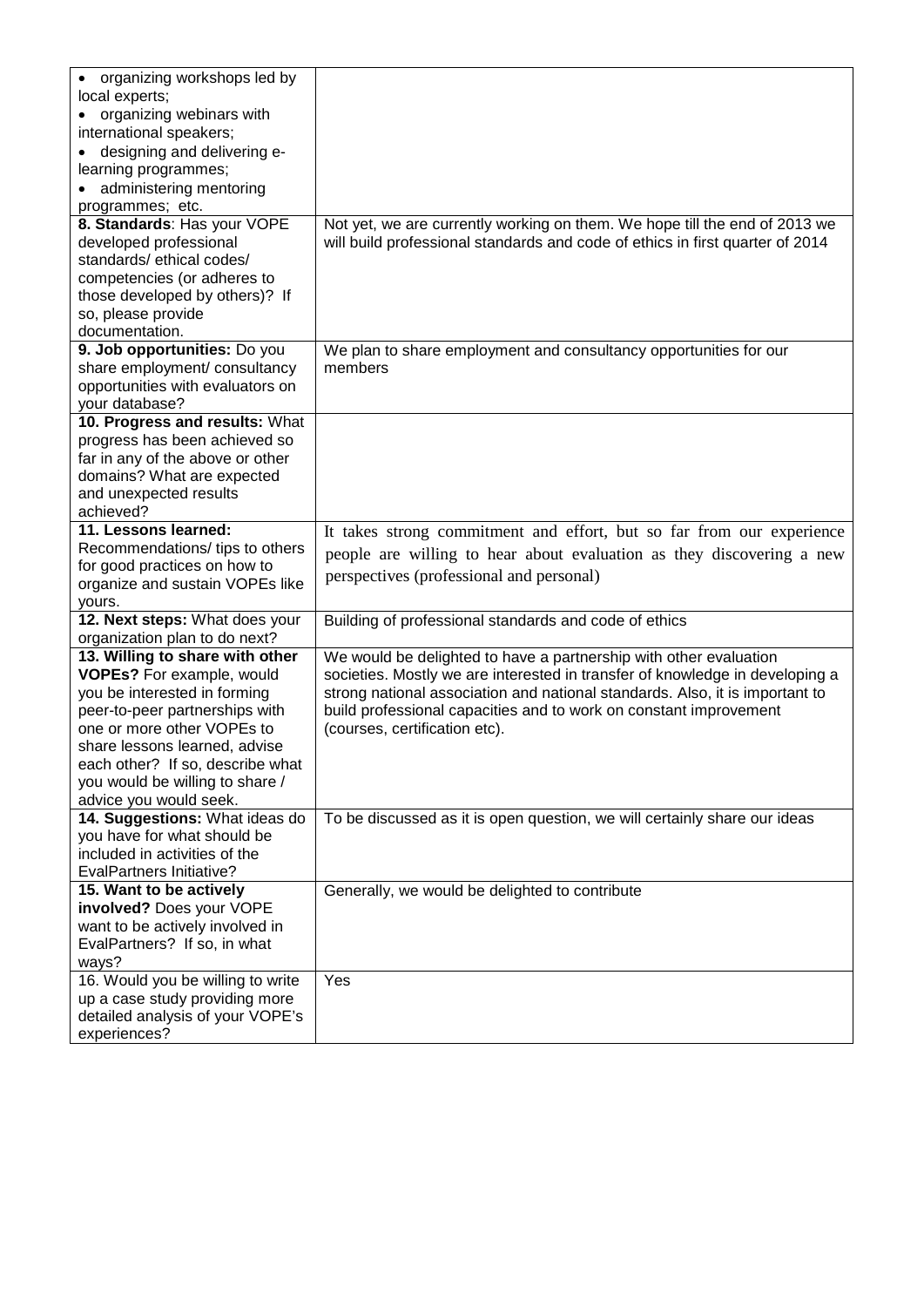| | |
|---|---|
| • organizing workshops led by local experts;<br>• organizing webinars with international speakers;<br>• designing and delivering e-learning programmes;<br>• administering mentoring programmes; etc. | |
| **8. Standards**: Has your VOPE developed professional standards/ ethical codes/ competencies (or adheres to those developed by others)? If so, please provide documentation. | Not yet, we are currently working on them. We hope till the end of 2013 we will build professional standards and code of ethics in first quarter of 2014 |
| **9. Job opportunities:** Do you share employment/ consultancy opportunities with evaluators on your database? | We plan to share employment and consultancy opportunities for our members |
| **10. Progress and results:** What progress has been achieved so far in any of the above or other domains? What are expected and unexpected results achieved? | |
| **11. Lessons learned:** Recommendations/ tips to others for good practices on how to organize and sustain VOPEs like yours. | It takes strong commitment and effort, but so far from our experience people are willing to hear about evaluation as they discovering a new perspectives (professional and personal) |
| **12. Next steps:** What does your organization plan to do next? | Building of professional standards and code of ethics |
| **13. Willing to share with other VOPEs?** For example, would you be interested in forming peer-to-peer partnerships with one or more other VOPEs to share lessons learned, advise each other? If so, describe what you would be willing to share / advice you would seek. | We would be delighted to have a partnership with other evaluation societies. Mostly we are interested in transfer of knowledge in developing a strong national association and national standards. Also, it is important to build professional capacities and to work on constant improvement (courses, certification etc). |
| **14. Suggestions:** What ideas do you have for what should be included in activities of the EvalPartners Initiative? | To be discussed as it is open question, we will certainly share our ideas |
| **15. Want to be actively involved?** Does your VOPE want to be actively involved in EvalPartners? If so, in what ways? | Generally, we would be delighted to contribute |
| 16. Would you be willing to write up a case study providing more detailed analysis of your VOPE's experiences? | Yes |